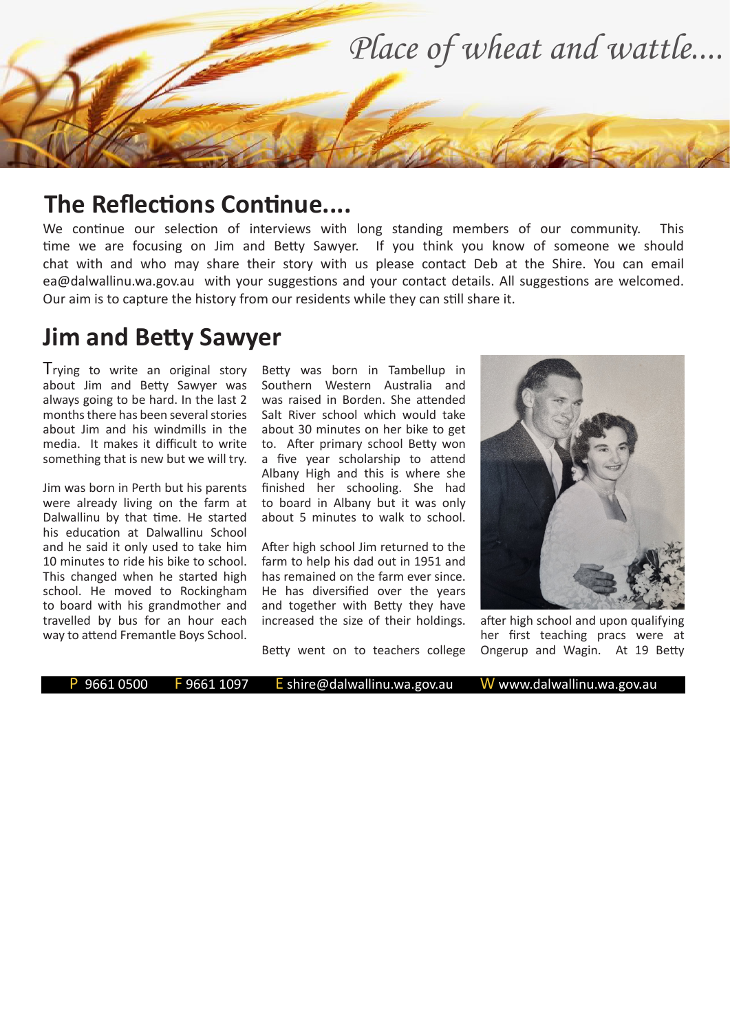*Place of wheat and wattle....*

## The Reflections Continue....

We continue our selection of interviews with long standing members of our community. This time we are focusing on Jim and Betty Sawyer. If you think you know of someone we should chat with and who may share their story with us please contact Deb at the Shire. You can email ea@dalwallinu.wa.gov.au with your suggestions and your contact details. All suggestions are welcomed. Our aim is to capture the history from our residents while they can still share it.

## Jim and Betty Sawyer

Trying to write an original story about Jim and Betty Sawyer was always going to be hard. In the last 2 months there has been several stories about Jim and his windmills in the media. It makes it difficult to write something that is new but we will try.

Jim was born in Perth but his parents were already living on the farm at Dalwallinu by that time. He started his education at Dalwallinu School and he said it only used to take him 10 minutes to ride his bike to school. This changed when he started high school. He moved to Rockingham to board with his grandmother and travelled by bus for an hour each way to attend Fremantle Boys School.

Betty was born in Tambellup in Southern Western Australia and was raised in Borden. She attended Salt River school which would take about 30 minutes on her bike to get to. After primary school Betty won a five year scholarship to attend Albany High and this is where she finished her schooling. She had to board in Albany but it was only about 5 minutes to walk to school.

After high school Jim returned to the farm to help his dad out in 1951 and has remained on the farm ever since. He has diversified over the years and together with Betty they have increased the size of their holdings.

Betty went on to teachers college after high school and upon qualifying her first teaching pracs were at Ongerup and Wagin. At 19 Betty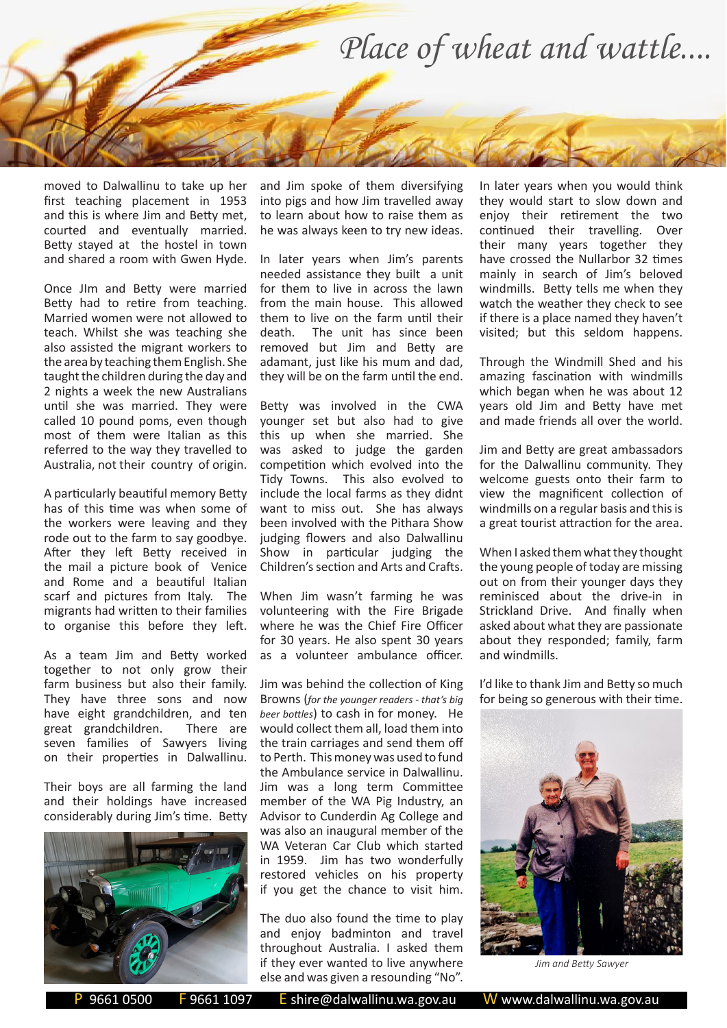# Place of wheat and wattle....

moved to Dalwallinu to take up her first teaching placement in 1953 and this is where Jim and Betty met, courted and eventually married. Betty stayed at the hostel in town and shared a room with Gwen Hyde.

Once JIm and Betty were married Betty had to retire from teaching. Married women were not allowed to teach. Whilst she was teaching she also assisted the migrant workers to the area by teaching them English. She taught the children during the day and 2 nights a week the new Australians until she was married. They were called 10 pound poms, even though most of them were Italian as this referred to the way they travelled to Australia, not their country of origin.

A particularly beautiful memory Betty has of this time was when some of the workers were leaving and they rode out to the farm to say goodbye. After they left Betty received in the mail a picture book of Venice and Rome and a beautiful Italian scarf and pictures from Italy. The migrants had written to their families to organise this before they left.

As a team Jim and Betty worked together to not only grow their farm business but also their family. They have three sons and now have eight grandchildren, and ten great grandchildren. There are seven families of Sawyers living on their properties in Dalwallinu.

Their boys are all farming the land and their holdings have increased considerably during Jim's time. Betty and Jim spoke of them diversifying into pigs and how Jim travelled away to learn about how to raise them as he was always keen to try new ideas.

In later years when Jim's parents needed assistance they built a unit for them to live in across the lawn from the main house. This allowed them to live on the farm until their death. The unit has since been removed but Jim and Betty are adamant, just like his mum and dad, they will be on the farm until the end.

Betty was involved in the CWA younger set but also had to give this up when she married. She was asked to judge the garden competition which evolved into the Tidy Towns. This also evolved to include the local farms as they didnt want to miss out. She has always been involved with the Pithara Show judging flowers and also Dalwallinu Show in particular judging the Children's section and Arts and Crafts.

When Jim wasn't farming he was volunteering with the Fire Brigade where he was the Chief Fire Officer for 30 years. He also spent 30 years as a volunteer ambulance officer.

Jim was behind the collection of King Browns (*for the younger readers - that's big beer bottles*) to cash in for money. He would collect them all, load them into the train carriages and send them off to Perth. This money was used to fund the Ambulance service in Dalwallinu. Jim was a long term Committee member of the WA Pig Industry, an Advisor to Cunderdin Ag College and was also an inaugural member of the WA Veteran Car Club which started in 1959. Jim has two wonderfully restored vehicles on his property if you get the chance to visit him.

The duo also found the time to play and enjoy badminton and travel throughout Australia. I asked them if they ever wanted to live anywhere else and was given a resounding "No".

In later years when you would think they would start to slow down and enjoy their retirement the two continued their travelling. Over their many years together they have crossed the Nullarbor 32 times mainly in search of Jim's beloved windmills. Betty tells me when they watch the weather they check to see if there is a place named they haven't visited; but this seldom happens.

Through the Windmill Shed and his amazing fascination with windmills which began when he was about 12 years old Jim and Betty have met and made friends all over the world.

Jim and Betty are great ambassadors for the Dalwallinu community. They welcome guests onto their farm to view the magnificent collection of windmills on a regular basis and this is a great tourist attraction for the area.

When I asked them what they thought the young people of today are missing out on from their younger days they reminisced about the drive-in in Strickland Drive. And finally when asked about what they are passionate about they responded; family, farm and windmills.

I'd like to thank Jim and Betty so much for being so generous with their time.

*Jim and Betty Sawyer*